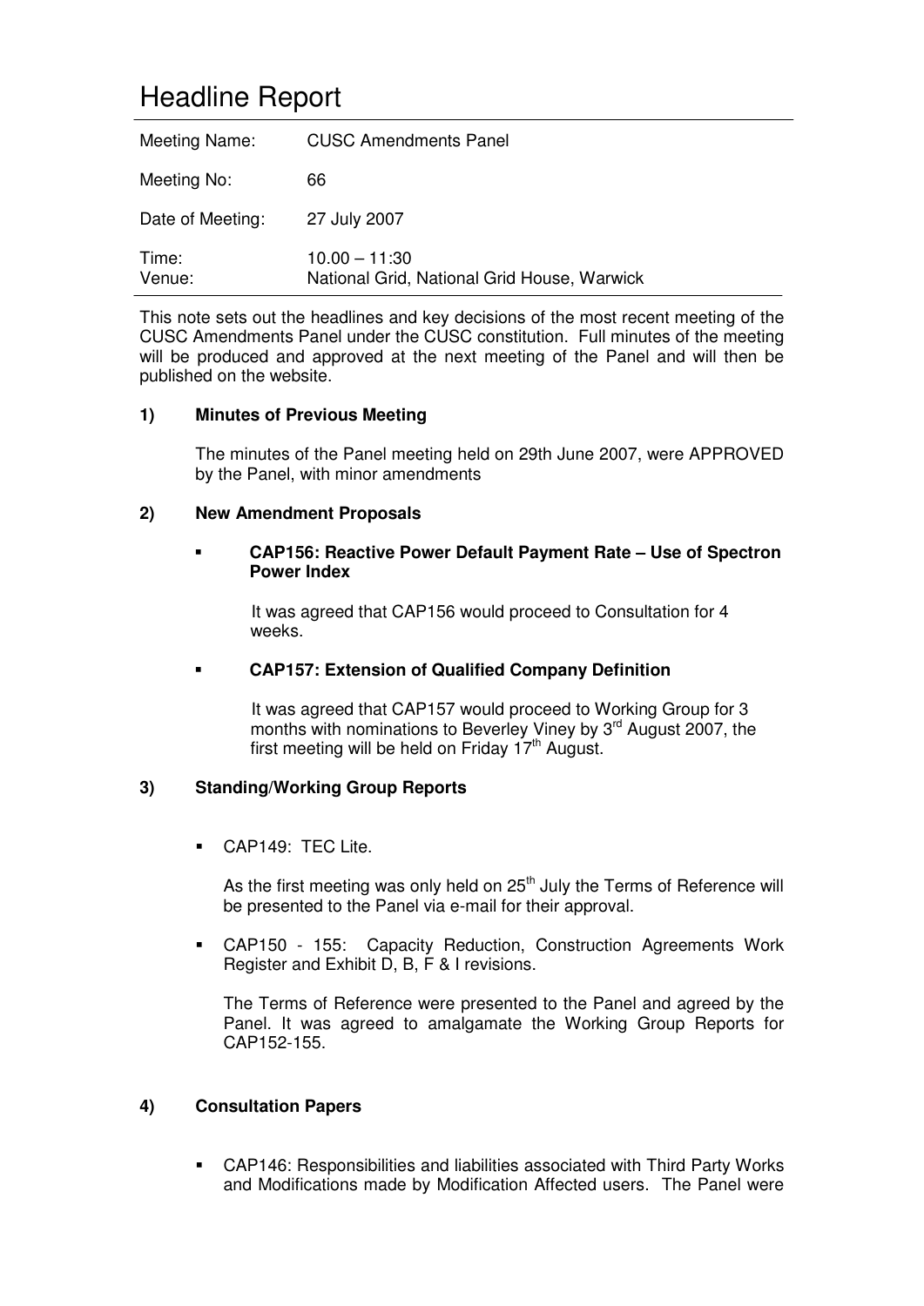# Headline Report

| Meeting Name: | CUSC Amendments Panel |
|---|---|
| Meeting No: | 66 |
| Date of Meeting: | 27 July 2007 |
| Time: | 10.00 – 11:30 |
| Venue: | National Grid, National Grid House, Warwick |

This note sets out the headlines and key decisions of the most recent meeting of the CUSC Amendments Panel under the CUSC constitution. Full minutes of the meeting will be produced and approved at the next meeting of the Panel and will then be published on the website.

**1) Minutes of Previous Meeting**

The minutes of the Panel meeting held on 29th June 2007, were APPROVED by the Panel, with minor amendments

**2) New Amendment Proposals**

- **CAP156: Reactive Power Default Payment Rate – Use of Spectron Power Index**

  It was agreed that CAP156 would proceed to Consultation for 4 weeks.

- **CAP157: Extension of Qualified Company Definition**

  It was agreed that CAP157 would proceed to Working Group for 3 months with nominations to Beverley Viney by 3rd August 2007, the first meeting will be held on Friday 17th August.

**3) Standing/Working Group Reports**

- CAP149: TEC Lite.

  As the first meeting was only held on 25th July the Terms of Reference will be presented to the Panel via e-mail for their approval.

- CAP150 - 155: Capacity Reduction, Construction Agreements Work Register and Exhibit D, B, F & I revisions.

  The Terms of Reference were presented to the Panel and agreed by the Panel. It was agreed to amalgamate the Working Group Reports for CAP152-155.

**4) Consultation Papers**

- CAP146: Responsibilities and liabilities associated with Third Party Works and Modifications made by Modification Affected users. The Panel were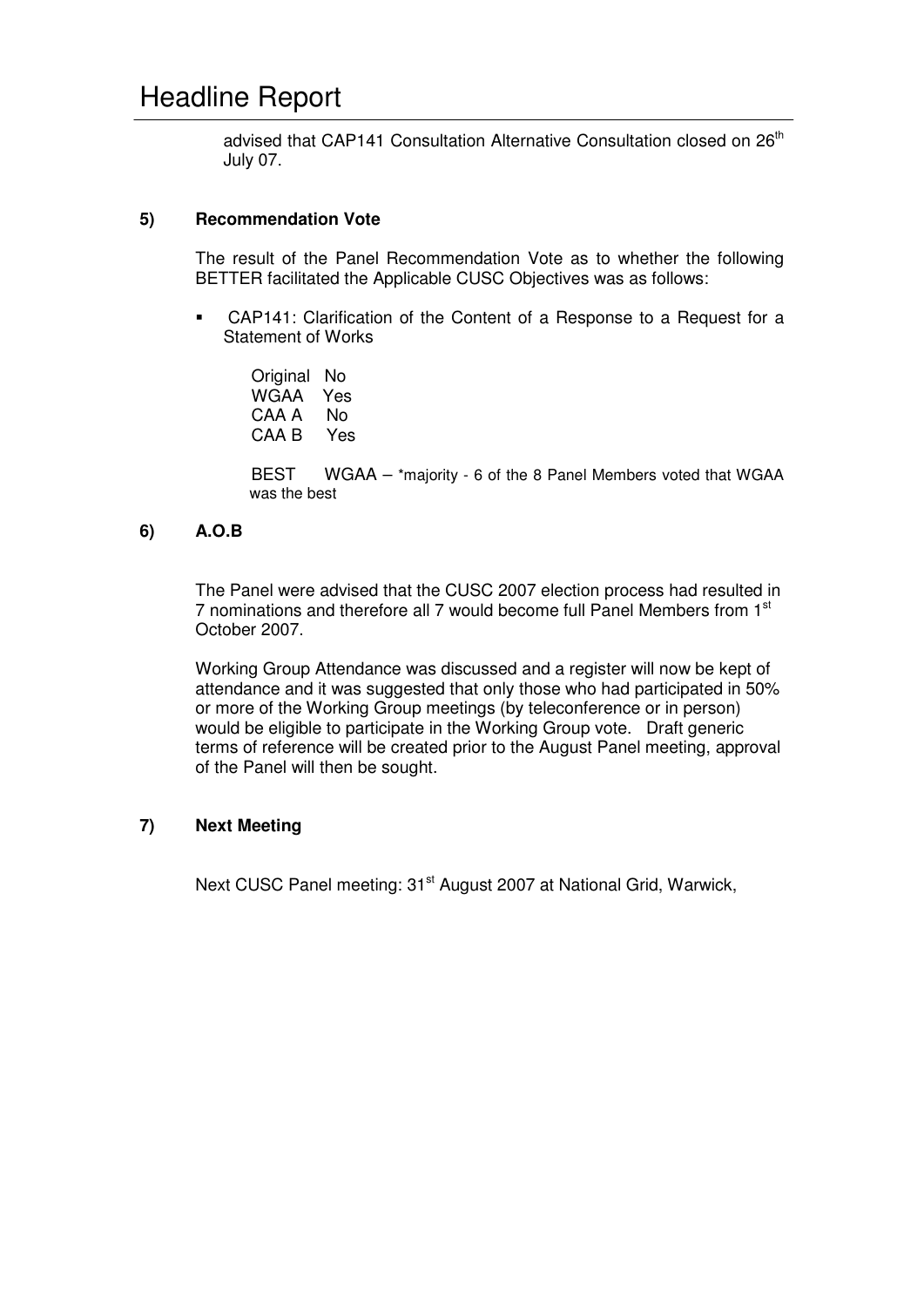advised that CAP141 Consultation Alternative Consultation closed on 26th July 07.

**5) Recommendation Vote**

The result of the Panel Recommendation Vote as to whether the following BETTER facilitated the Applicable CUSC Objectives was as follows:

- CAP141: Clarification of the Content of a Response to a Request for a Statement of Works

| | |
|---|---|
| Original | No |
| WGAA | Yes |
| CAA A | No |
| CAA B | Yes |

BEST WGAA – *majority - 6 of the 8 Panel Members voted that WGAA was the best

**6) A.O.B**

The Panel were advised that the CUSC 2007 election process had resulted in 7 nominations and therefore all 7 would become full Panel Members from 1st October 2007.

Working Group Attendance was discussed and a register will now be kept of attendance and it was suggested that only those who had participated in 50% or more of the Working Group meetings (by teleconference or in person) would be eligible to participate in the Working Group vote. Draft generic terms of reference will be created prior to the August Panel meeting, approval of the Panel will then be sought.

**7) Next Meeting**

Next CUSC Panel meeting: 31st August 2007 at National Grid, Warwick,